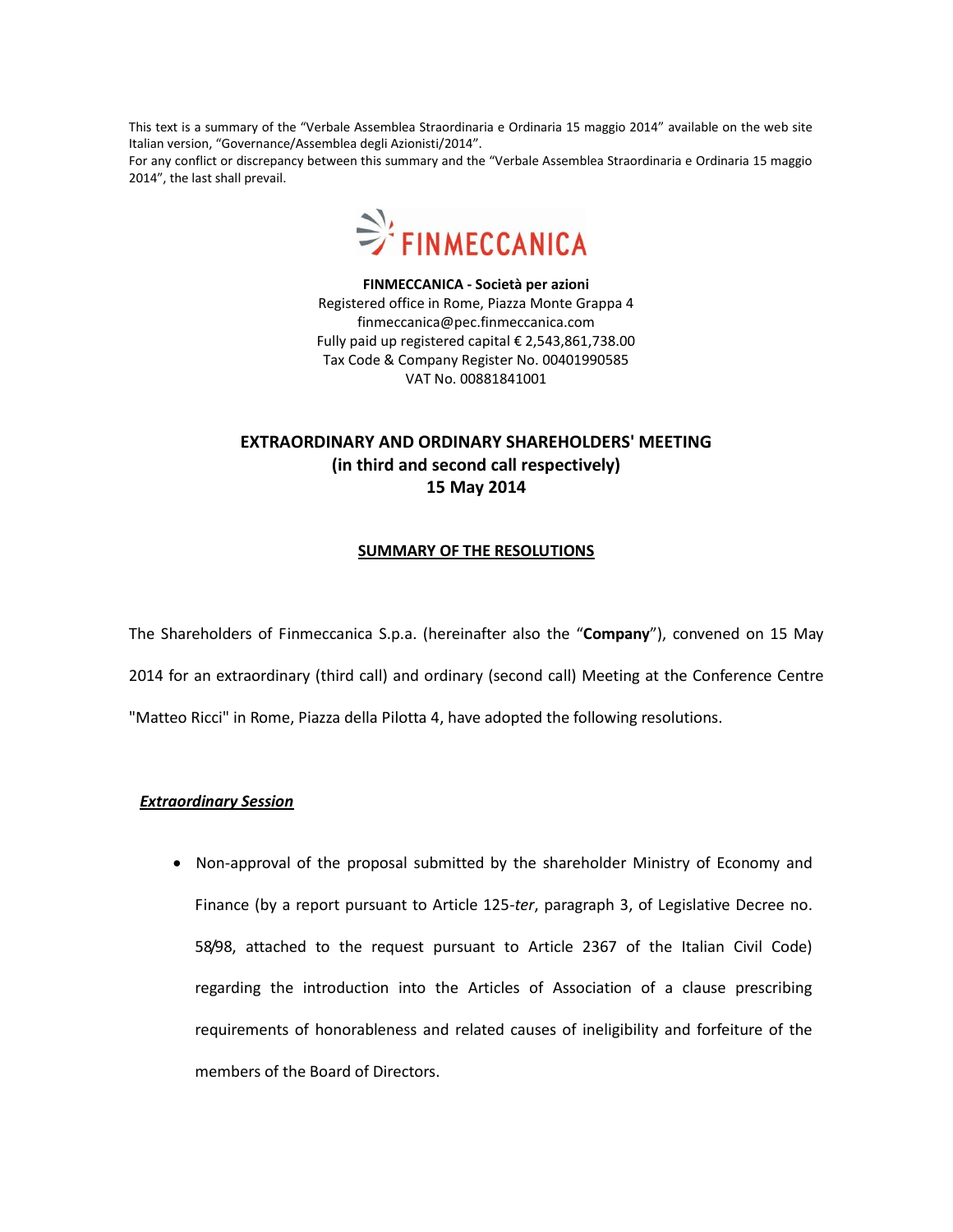This text is a summary of the “Verbale Assemblea Straordinaria e Ordinaria 15 maggio 2014” available on the web site Italian version, “Governance/Assemblea degli Azionisti/2014”.
For any conflict or discrepancy between this summary and the “Verbale Assemblea Straordinaria e Ordinaria 15 maggio 2014”, the last shall prevail.

FINMECCANICA

**FINMECCANICA - Società per azioni**
Registered office in Rome, Piazza Monte Grappa 4
finmeccanica@pec.finmeccanica.com
Fully paid up registered capital € 2,543,861,738.00
Tax Code & Company Register No. 00401990585
VAT No. 00881841001

# EXTRAORDINARY AND ORDINARY SHAREHOLDERS' MEETING (in third and second call respectively) 15 May 2014

## SUMMARY OF THE RESOLUTIONS

The Shareholders of Finmeccanica S.p.a. (hereinafter also the “**Company**”), convened on 15 May 2014 for an extraordinary (third call) and ordinary (second call) Meeting at the Conference Centre "Matteo Ricci" in Rome, Piazza della Pilotta 4, have adopted the following resolutions.

### ***Extraordinary Session***

- Non-approval of the proposal submitted by the shareholder Ministry of Economy and Finance (by a report pursuant to Article 125-*ter*, paragraph 3, of Legislative Decree no. 58/98, attached to the request pursuant to Article 2367 of the Italian Civil Code) regarding the introduction into the Articles of Association of a clause prescribing requirements of honorableness and related causes of ineligibility and forfeiture of the members of the Board of Directors.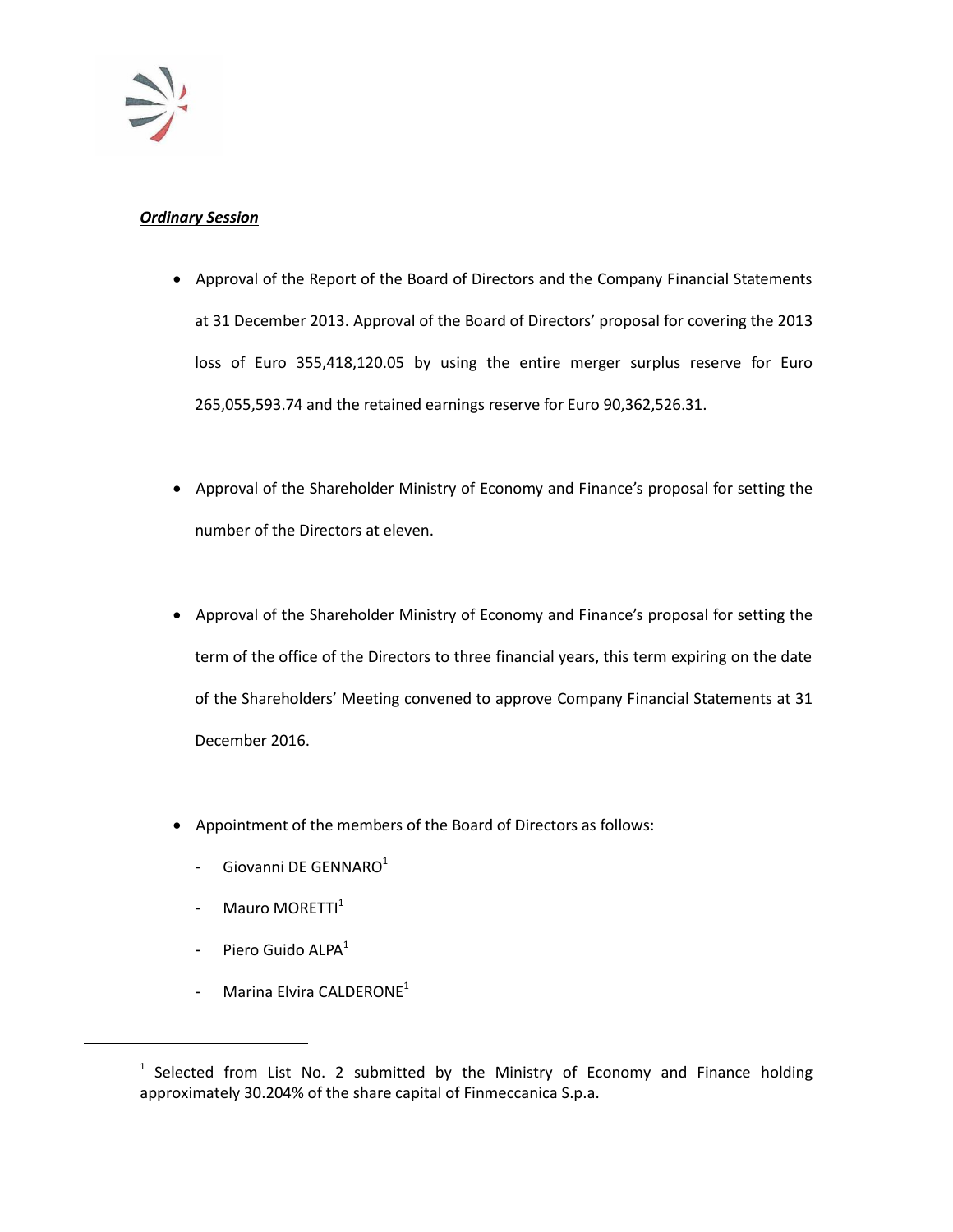***Ordinary Session***

- Approval of the Report of the Board of Directors and the Company Financial Statements at 31 December 2013. Approval of the Board of Directors' proposal for covering the 2013 loss of Euro 355,418,120.05 by using the entire merger surplus reserve for Euro 265,055,593.74 and the retained earnings reserve for Euro 90,362,526.31.

- Approval of the Shareholder Ministry of Economy and Finance's proposal for setting the number of the Directors at eleven.

- Approval of the Shareholder Ministry of Economy and Finance's proposal for setting the term of the office of the Directors to three financial years, this term expiring on the date of the Shareholders' Meeting convened to approve Company Financial Statements at 31 December 2016.

- Appointment of the members of the Board of Directors as follows:
  - Giovanni DE GENNARO[1]
  - Mauro MORETTI[1]
  - Piero Guido ALPA[1]
  - Marina Elvira CALDERONE[1]

[1] Selected from List No. 2 submitted by the Ministry of Economy and Finance holding approximately 30.204% of the share capital of Finmeccanica S.p.a.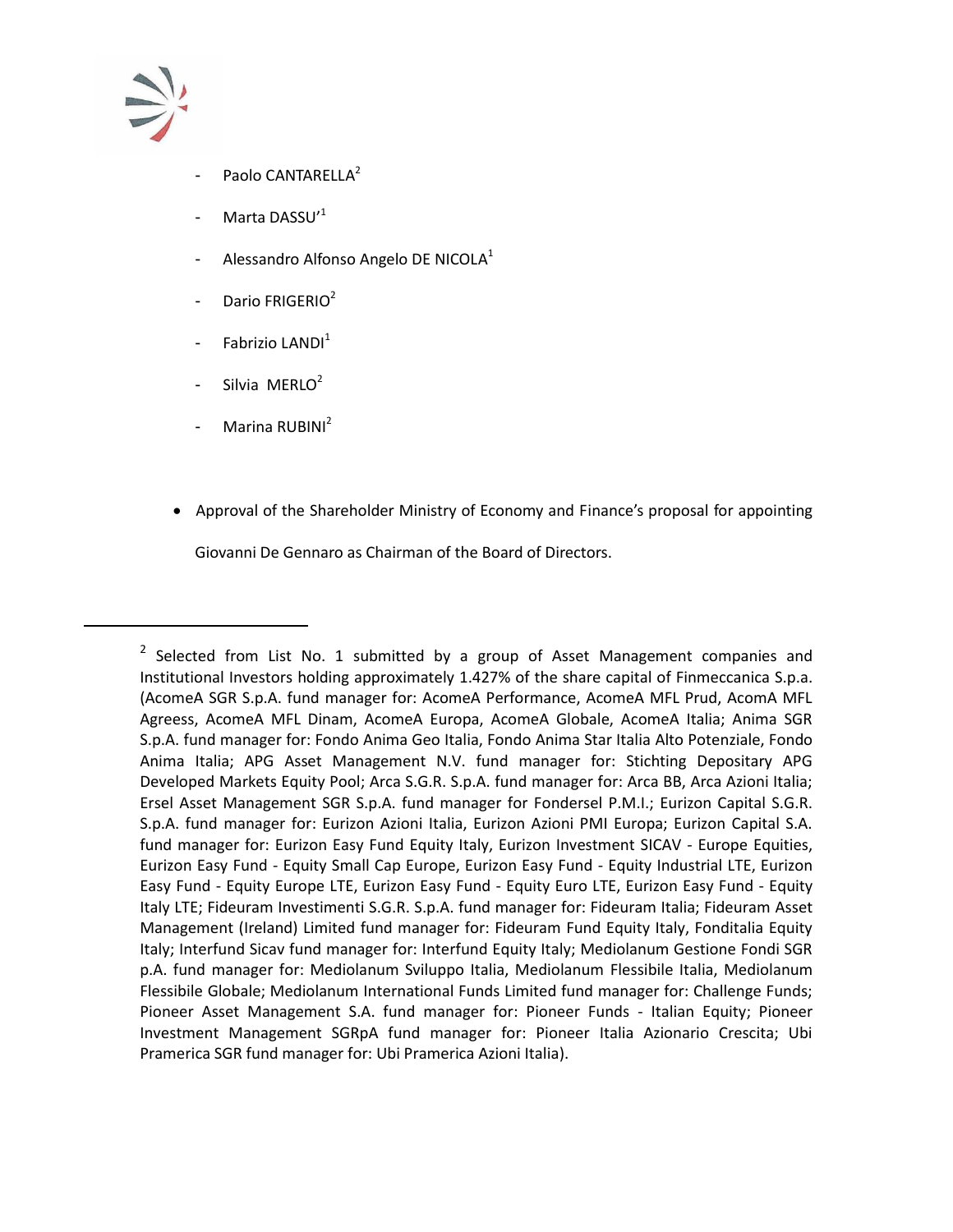- Paolo CANTARELLA[2]
- Marta DASSU'[1]
- Alessandro Alfonso Angelo DE NICOLA[1]
- Dario FRIGERIO[2]
- Fabrizio LANDI[1]
- Silvia MERLO[2]
- Marina RUBINI[2]

- Approval of the Shareholder Ministry of Economy and Finance's proposal for appointing Giovanni De Gennaro as Chairman of the Board of Directors.

---

[2] Selected from List No. 1 submitted by a group of Asset Management companies and Institutional Investors holding approximately 1.427% of the share capital of Finmeccanica S.p.a. (AcomeA SGR S.p.A. fund manager for: AcomeA Performance, AcomeA MFL Prud, AcomA MFL Agreess, AcomeA MFL Dinam, AcomeA Europa, AcomeA Globale, AcomeA Italia; Anima SGR S.p.A. fund manager for: Fondo Anima Geo Italia, Fondo Anima Star Italia Alto Potenziale, Fondo Anima Italia; APG Asset Management N.V. fund manager for: Stichting Depositary APG Developed Markets Equity Pool; Arca S.G.R. S.p.A. fund manager for: Arca BB, Arca Azioni Italia; Ersel Asset Management SGR S.p.A. fund manager for Fondersel P.M.I.; Eurizon Capital S.G.R. S.p.A. fund manager for: Eurizon Azioni Italia, Eurizon Azioni PMI Europa; Eurizon Capital S.A. fund manager for: Eurizon Easy Fund Equity Italy, Eurizon Investment SICAV - Europe Equities, Eurizon Easy Fund - Equity Small Cap Europe, Eurizon Easy Fund - Equity Industrial LTE, Eurizon Easy Fund - Equity Europe LTE, Eurizon Easy Fund - Equity Euro LTE, Eurizon Easy Fund - Equity Italy LTE; Fideuram Investimenti S.G.R. S.p.A. fund manager for: Fideuram Italia; Fideuram Asset Management (Ireland) Limited fund manager for: Fideuram Fund Equity Italy, Fonditalia Equity Italy; Interfund Sicav fund manager for: Interfund Equity Italy; Mediolanum Gestione Fondi SGR p.A. fund manager for: Mediolanum Sviluppo Italia, Mediolanum Flessibile Italia, Mediolanum Flessibile Globale; Mediolanum International Funds Limited fund manager for: Challenge Funds; Pioneer Asset Management S.A. fund manager for: Pioneer Funds - Italian Equity; Pioneer Investment Management SGRpA fund manager for: Pioneer Italia Azionario Crescita; Ubi Pramerica SGR fund manager for: Ubi Pramerica Azioni Italia).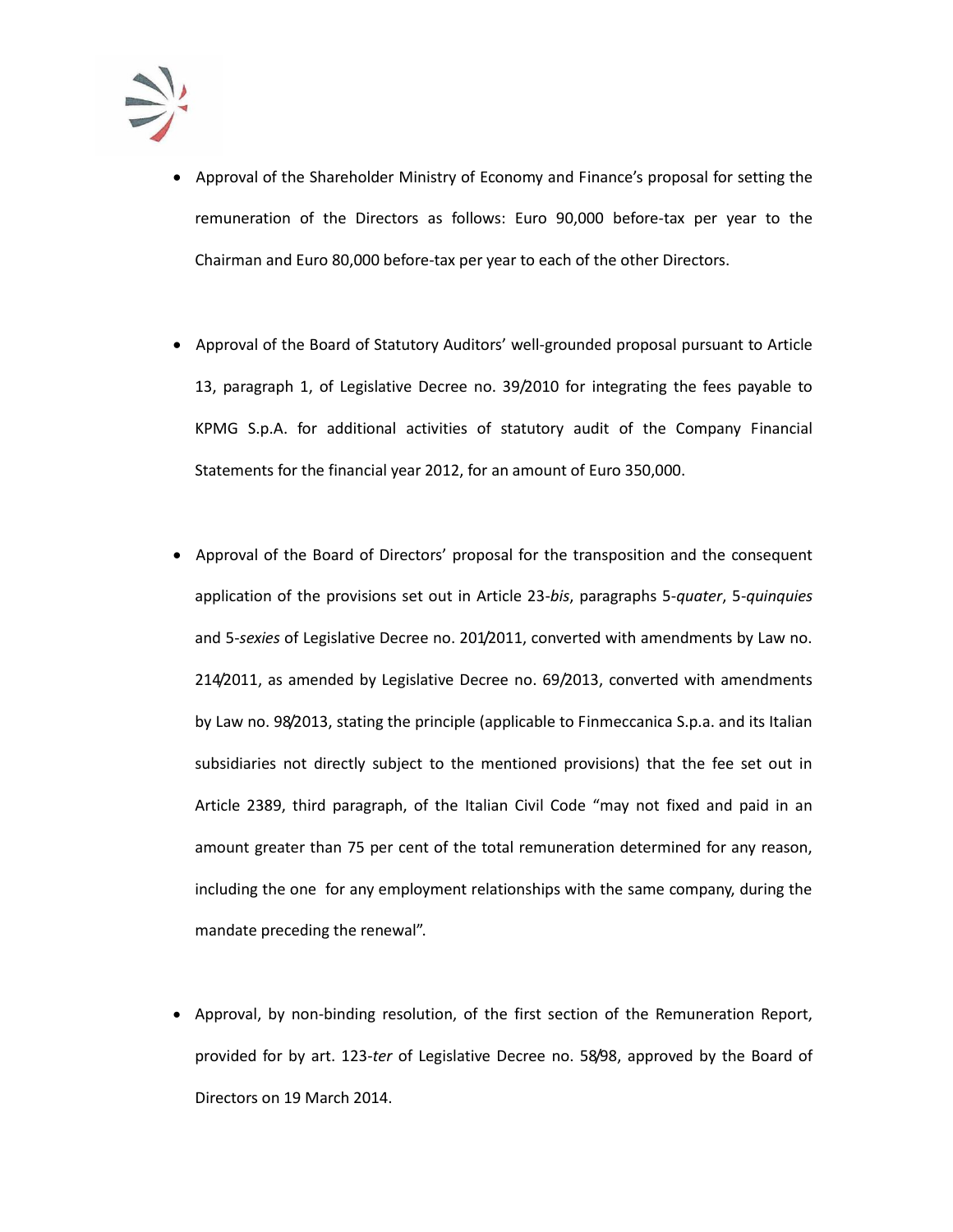- Approval of the Shareholder Ministry of Economy and Finance's proposal for setting the remuneration of the Directors as follows: Euro 90,000 before-tax per year to the Chairman and Euro 80,000 before-tax per year to each of the other Directors.

- Approval of the Board of Statutory Auditors' well-grounded proposal pursuant to Article 13, paragraph 1, of Legislative Decree no. 39/2010 for integrating the fees payable to KPMG S.p.A. for additional activities of statutory audit of the Company Financial Statements for the financial year 2012, for an amount of Euro 350,000.

- Approval of the Board of Directors' proposal for the transposition and the consequent application of the provisions set out in Article 23-*bis*, paragraphs 5-*quater*, 5-*quinquies* and 5-*sexies* of Legislative Decree no. 201/2011, converted with amendments by Law no. 214/2011, as amended by Legislative Decree no. 69/2013, converted with amendments by Law no. 98/2013, stating the principle (applicable to Finmeccanica S.p.a. and its Italian subsidiaries not directly subject to the mentioned provisions) that the fee set out in Article 2389, third paragraph, of the Italian Civil Code "may not fixed and paid in an amount greater than 75 per cent of the total remuneration determined for any reason, including the one for any employment relationships with the same company, during the mandate preceding the renewal".

- Approval, by non-binding resolution, of the first section of the Remuneration Report, provided for by art. 123-*ter* of Legislative Decree no. 58/98, approved by the Board of Directors on 19 March 2014.